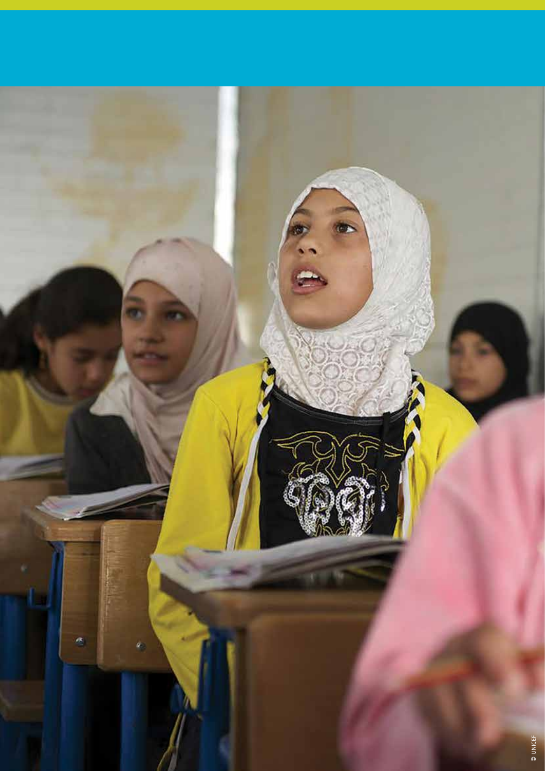© UNICEF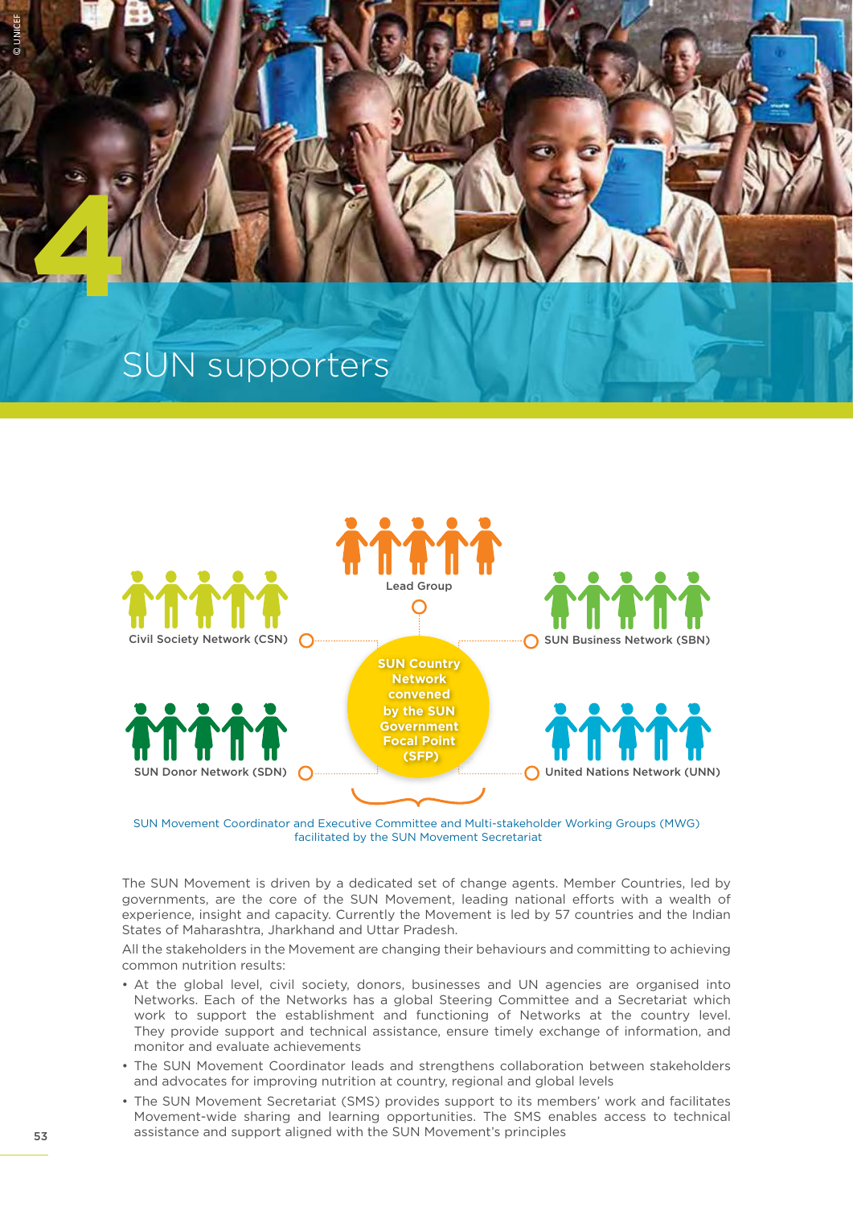# 4 SUN supporters

Lead Group

Civil Society Network (CSN)

SUN Business Network (SBN)

SUN Country Network convened by the SUN Government Focal Point (SFP)

SUN Donor Network (SDN)

United Nations Network (UNN)

SUN Movement Coordinator and Executive Committee and Multi-stakeholder Working Groups (MWG) facilitated by the SUN Movement Secretariat

The SUN Movement is driven by a dedicated set of change agents. Member Countries, led by governments, are the core of the SUN Movement, leading national efforts with a wealth of experience, insight and capacity. Currently the Movement is led by 57 countries and the Indian States of Maharashtra, Jharkhand and Uttar Pradesh.

All the stakeholders in the Movement are changing their behaviours and committing to achieving common nutrition results:

- At the global level, civil society, donors, businesses and UN agencies are organised into Networks. Each of the Networks has a global Steering Committee and a Secretariat which work to support the establishment and functioning of Networks at the country level. They provide support and technical assistance, ensure timely exchange of information, and monitor and evaluate achievements
- The SUN Movement Coordinator leads and strengthens collaboration between stakeholders and advocates for improving nutrition at country, regional and global levels
- The SUN Movement Secretariat (SMS) provides support to its members' work and facilitates Movement-wide sharing and learning opportunities. The SMS enables access to technical assistance and support aligned with the SUN Movement's principles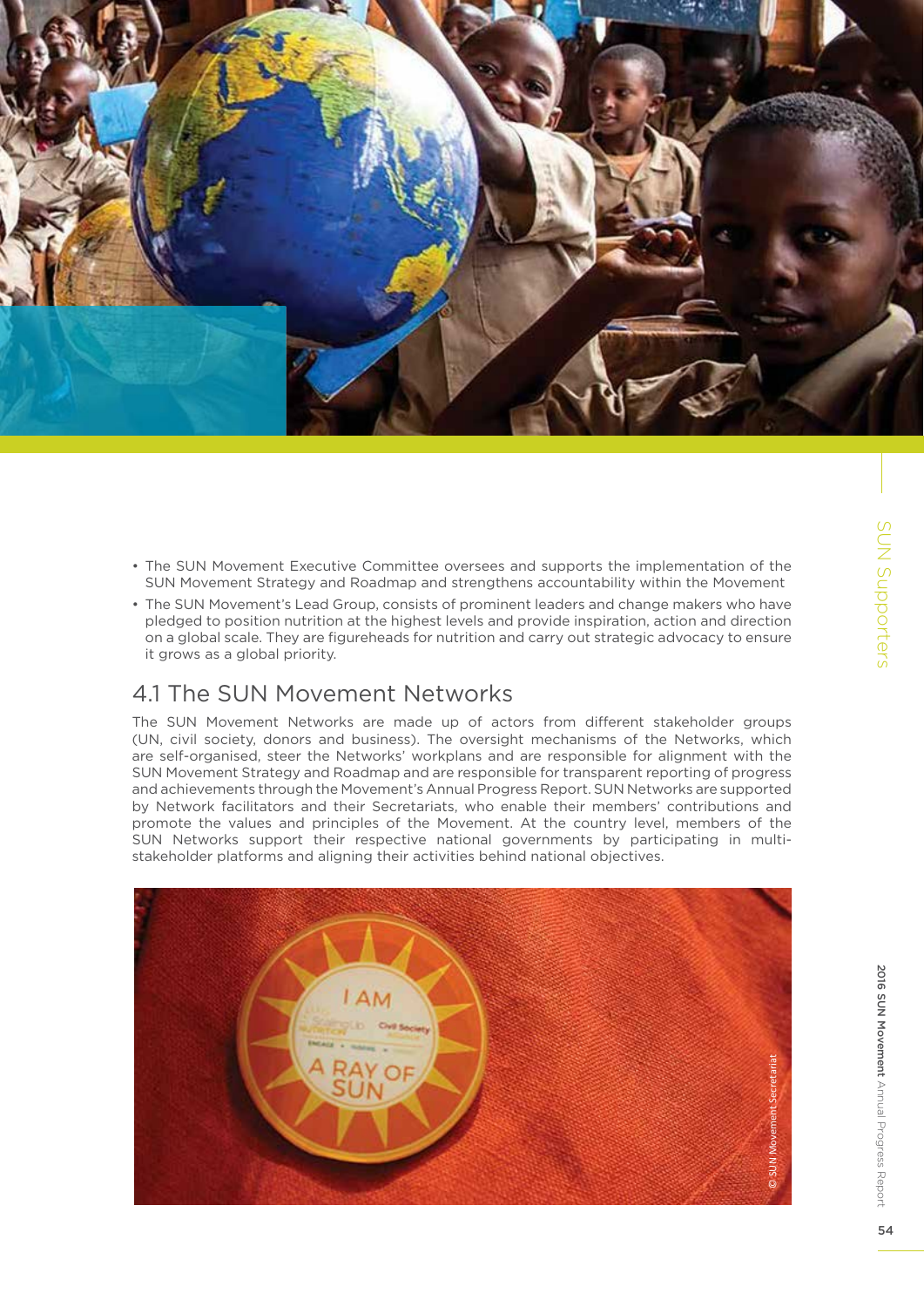- The SUN Movement Executive Committee oversees and supports the implementation of the SUN Movement Strategy and Roadmap and strengthens accountability within the Movement
- The SUN Movement's Lead Group, consists of prominent leaders and change makers who have pledged to position nutrition at the highest levels and provide inspiration, action and direction on a global scale. They are figureheads for nutrition and carry out strategic advocacy to ensure it grows as a global priority.

## 4.1 The SUN Movement Networks

The SUN Movement Networks are made up of actors from different stakeholder groups (UN, civil society, donors and business). The oversight mechanisms of the Networks, which are self-organised, steer the Networks' workplans and are responsible for alignment with the SUN Movement Strategy and Roadmap and are responsible for transparent reporting of progress and achievements through the Movement's Annual Progress Report. SUN Networks are supported by Network facilitators and their Secretariats, who enable their members' contributions and promote the values and principles of the Movement. At the country level, members of the SUN Networks support their respective national governments by participating in multi-stakeholder platforms and aligning their activities behind national objectives.

© SUN Movement Secretariat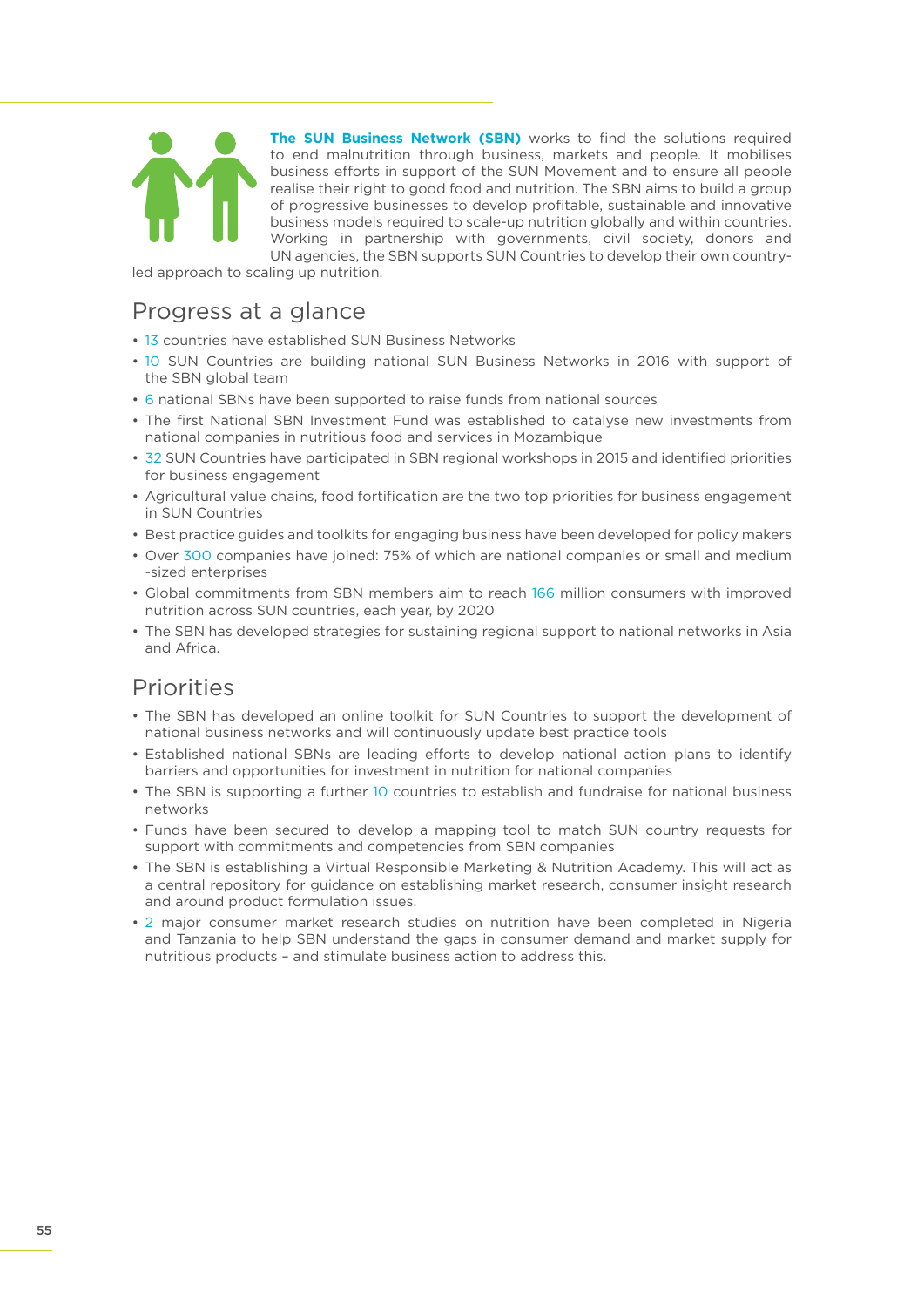**The SUN Business Network (SBN)** works to find the solutions required to end malnutrition through business, markets and people. It mobilises business efforts in support of the SUN Movement and to ensure all people realise their right to good food and nutrition. The SBN aims to build a group of progressive businesses to develop profitable, sustainable and innovative business models required to scale-up nutrition globally and within countries. Working in partnership with governments, civil society, donors and UN agencies, the SBN supports SUN Countries to develop their own country-led approach to scaling up nutrition.

## Progress at a glance

- 13 countries have established SUN Business Networks
- 10 SUN Countries are building national SUN Business Networks in 2016 with support of the SBN global team
- 6 national SBNs have been supported to raise funds from national sources
- The first National SBN Investment Fund was established to catalyse new investments from national companies in nutritious food and services in Mozambique
- 32 SUN Countries have participated in SBN regional workshops in 2015 and identified priorities for business engagement
- Agricultural value chains, food fortification are the two top priorities for business engagement in SUN Countries
- Best practice guides and toolkits for engaging business have been developed for policy makers
- Over 300 companies have joined: 75% of which are national companies or small and medium -sized enterprises
- Global commitments from SBN members aim to reach 166 million consumers with improved nutrition across SUN countries, each year, by 2020
- The SBN has developed strategies for sustaining regional support to national networks in Asia and Africa.

## Priorities

- The SBN has developed an online toolkit for SUN Countries to support the development of national business networks and will continuously update best practice tools
- Established national SBNs are leading efforts to develop national action plans to identify barriers and opportunities for investment in nutrition for national companies
- The SBN is supporting a further 10 countries to establish and fundraise for national business networks
- Funds have been secured to develop a mapping tool to match SUN country requests for support with commitments and competencies from SBN companies
- The SBN is establishing a Virtual Responsible Marketing & Nutrition Academy. This will act as a central repository for guidance on establishing market research, consumer insight research and around product formulation issues.
- 2 major consumer market research studies on nutrition have been completed in Nigeria and Tanzania to help SBN understand the gaps in consumer demand and market supply for nutritious products – and stimulate business action to address this.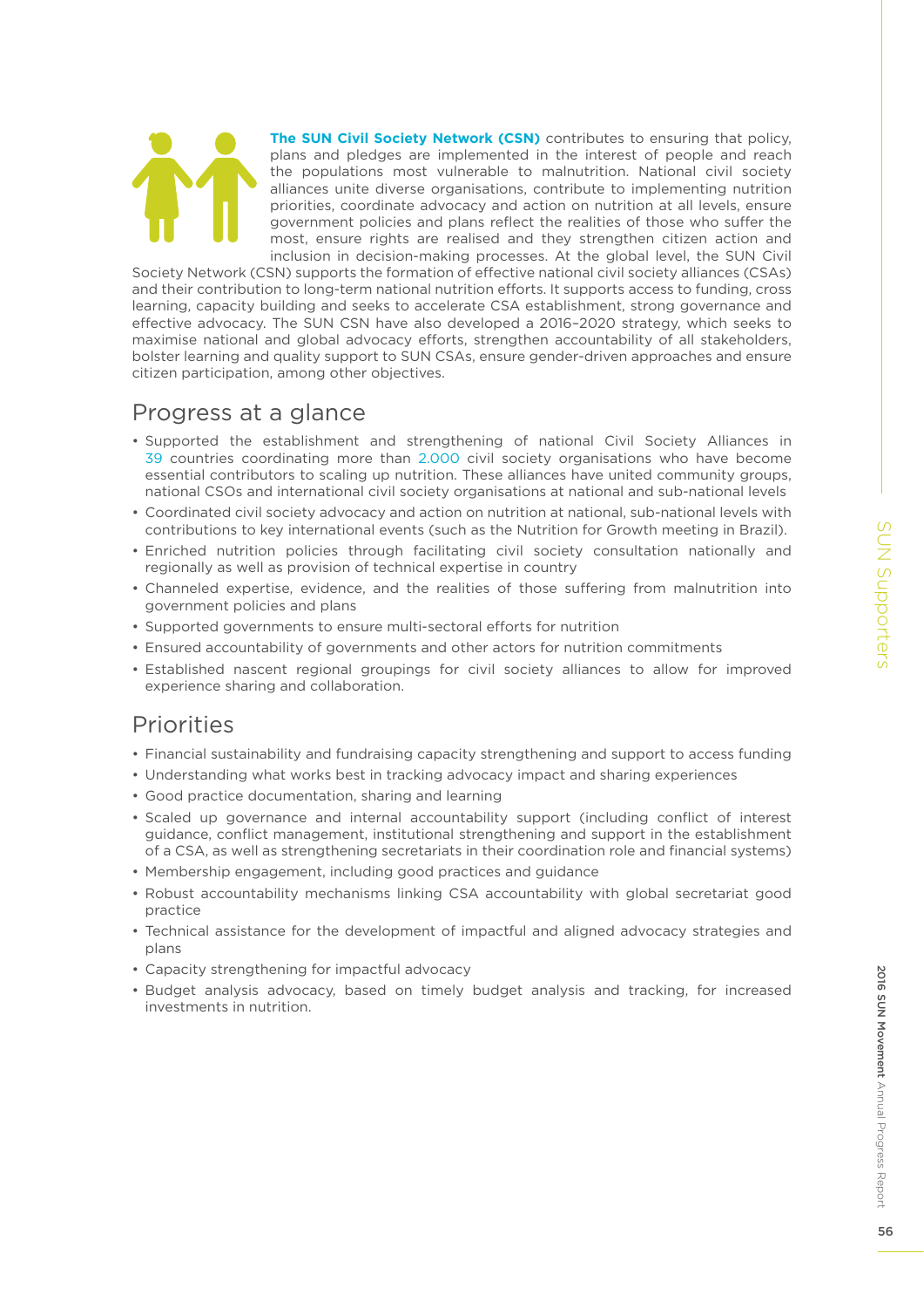**The SUN Civil Society Network (CSN)** contributes to ensuring that policy, plans and pledges are implemented in the interest of people and reach the populations most vulnerable to malnutrition. National civil society alliances unite diverse organisations, contribute to implementing nutrition priorities, coordinate advocacy and action on nutrition at all levels, ensure government policies and plans reflect the realities of those who suffer the most, ensure rights are realised and they strengthen citizen action and inclusion in decision-making processes. At the global level, the SUN Civil Society Network (CSN) supports the formation of effective national civil society alliances (CSAs) and their contribution to long-term national nutrition efforts. It supports access to funding, cross learning, capacity building and seeks to accelerate CSA establishment, strong governance and effective advocacy. The SUN CSN have also developed a 2016–2020 strategy, which seeks to maximise national and global advocacy efforts, strengthen accountability of all stakeholders, bolster learning and quality support to SUN CSAs, ensure gender-driven approaches and ensure citizen participation, among other objectives.

## Progress at a glance

- Supported the establishment and strengthening of national Civil Society Alliances in 39 countries coordinating more than 2.000 civil society organisations who have become essential contributors to scaling up nutrition. These alliances have united community groups, national CSOs and international civil society organisations at national and sub-national levels
- Coordinated civil society advocacy and action on nutrition at national, sub-national levels with contributions to key international events (such as the Nutrition for Growth meeting in Brazil).
- Enriched nutrition policies through facilitating civil society consultation nationally and regionally as well as provision of technical expertise in country
- Channeled expertise, evidence, and the realities of those suffering from malnutrition into government policies and plans
- Supported governments to ensure multi-sectoral efforts for nutrition
- Ensured accountability of governments and other actors for nutrition commitments
- Established nascent regional groupings for civil society alliances to allow for improved experience sharing and collaboration.

## Priorities

- Financial sustainability and fundraising capacity strengthening and support to access funding
- Understanding what works best in tracking advocacy impact and sharing experiences
- Good practice documentation, sharing and learning
- Scaled up governance and internal accountability support (including conflict of interest guidance, conflict management, institutional strengthening and support in the establishment of a CSA, as well as strengthening secretariats in their coordination role and financial systems)
- Membership engagement, including good practices and guidance
- Robust accountability mechanisms linking CSA accountability with global secretariat good practice
- Technical assistance for the development of impactful and aligned advocacy strategies and plans
- Capacity strengthening for impactful advocacy
- Budget analysis advocacy, based on timely budget analysis and tracking, for increased investments in nutrition.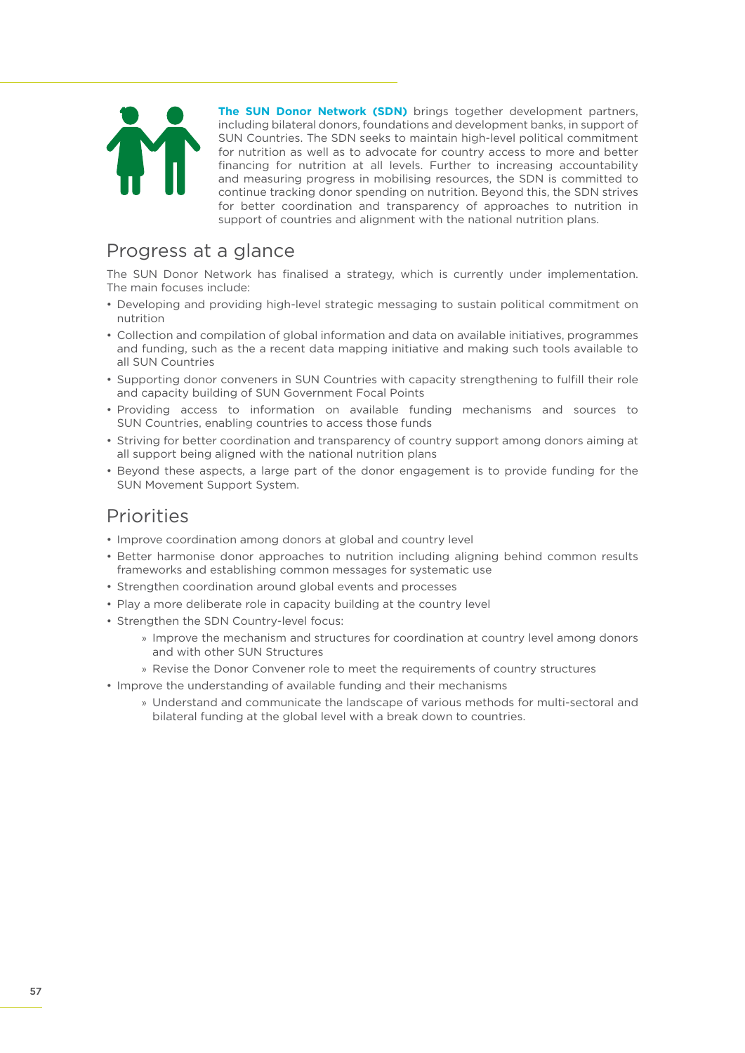**The SUN Donor Network (SDN)** brings together development partners, including bilateral donors, foundations and development banks, in support of SUN Countries. The SDN seeks to maintain high-level political commitment for nutrition as well as to advocate for country access to more and better financing for nutrition at all levels. Further to increasing accountability and measuring progress in mobilising resources, the SDN is committed to continue tracking donor spending on nutrition. Beyond this, the SDN strives for better coordination and transparency of approaches to nutrition in support of countries and alignment with the national nutrition plans.

## Progress at a glance

The SUN Donor Network has finalised a strategy, which is currently under implementation. The main focuses include:

- Developing and providing high-level strategic messaging to sustain political commitment on nutrition
- Collection and compilation of global information and data on available initiatives, programmes and funding, such as the a recent data mapping initiative and making such tools available to all SUN Countries
- Supporting donor conveners in SUN Countries with capacity strengthening to fulfill their role and capacity building of SUN Government Focal Points
- Providing access to information on available funding mechanisms and sources to SUN Countries, enabling countries to access those funds
- Striving for better coordination and transparency of country support among donors aiming at all support being aligned with the national nutrition plans
- Beyond these aspects, a large part of the donor engagement is to provide funding for the SUN Movement Support System.

## Priorities

- Improve coordination among donors at global and country level
- Better harmonise donor approaches to nutrition including aligning behind common results frameworks and establishing common messages for systematic use
- Strengthen coordination around global events and processes
- Play a more deliberate role in capacity building at the country level
- Strengthen the SDN Country-level focus:
    - Improve the mechanism and structures for coordination at country level among donors and with other SUN Structures
    - Revise the Donor Convener role to meet the requirements of country structures
- Improve the understanding of available funding and their mechanisms
    - Understand and communicate the landscape of various methods for multi-sectoral and bilateral funding at the global level with a break down to countries.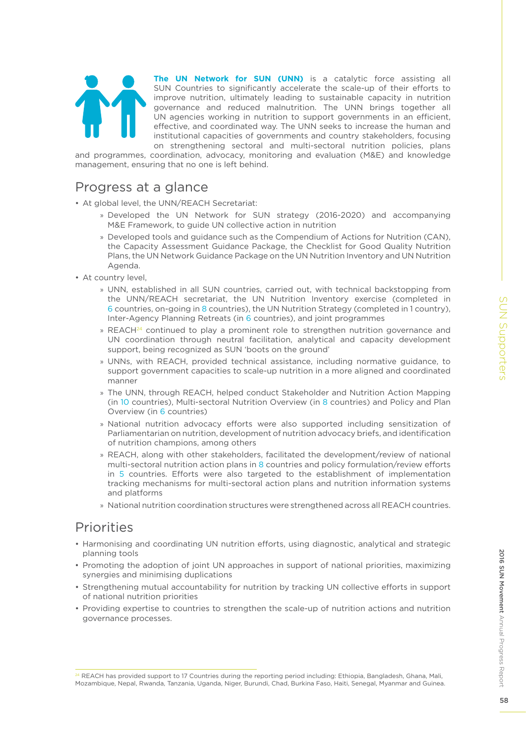**The UN Network for SUN (UNN)** is a catalytic force assisting all SUN Countries to significantly accelerate the scale-up of their efforts to improve nutrition, ultimately leading to sustainable capacity in nutrition governance and reduced malnutrition. The UNN brings together all UN agencies working in nutrition to support governments in an efficient, effective, and coordinated way. The UNN seeks to increase the human and institutional capacities of governments and country stakeholders, focusing on strengthening sectoral and multi-sectoral nutrition policies, plans and programmes, coordination, advocacy, monitoring and evaluation (M&E) and knowledge management, ensuring that no one is left behind.

## Progress at a glance

- At global level, the UNN/REACH Secretariat:
  - Developed the UN Network for SUN strategy (2016-2020) and accompanying M&E Framework, to guide UN collective action in nutrition
  - Developed tools and guidance such as the Compendium of Actions for Nutrition (CAN), the Capacity Assessment Guidance Package, the Checklist for Good Quality Nutrition Plans, the UN Network Guidance Package on the UN Nutrition Inventory and UN Nutrition Agenda.
- At country level,
  - UNN, established in all SUN countries, carried out, with technical backstopping from the UNN/REACH secretariat, the UN Nutrition Inventory exercise (completed in 6 countries, on-going in 8 countries), the UN Nutrition Strategy (completed in 1 country), Inter-Agency Planning Retreats (in 6 countries), and joint programmes
  - REACH[24] continued to play a prominent role to strengthen nutrition governance and UN coordination through neutral facilitation, analytical and capacity development support, being recognized as SUN 'boots on the ground'
  - UNNs, with REACH, provided technical assistance, including normative guidance, to support government capacities to scale-up nutrition in a more aligned and coordinated manner
  - The UNN, through REACH, helped conduct Stakeholder and Nutrition Action Mapping (in 10 countries), Multi-sectoral Nutrition Overview (in 8 countries) and Policy and Plan Overview (in 6 countries)
  - National nutrition advocacy efforts were also supported including sensitization of Parliamentarian on nutrition, development of nutrition advocacy briefs, and identification of nutrition champions, among others
  - REACH, along with other stakeholders, facilitated the development/review of national multi-sectoral nutrition action plans in 8 countries and policy formulation/review efforts in 5 countries. Efforts were also targeted to the establishment of implementation tracking mechanisms for multi-sectoral action plans and nutrition information systems and platforms
  - National nutrition coordination structures were strengthened across all REACH countries.

## Priorities

- Harmonising and coordinating UN nutrition efforts, using diagnostic, analytical and strategic planning tools
- Promoting the adoption of joint UN approaches in support of national priorities, maximizing synergies and minimising duplications
- Strengthening mutual accountability for nutrition by tracking UN collective efforts in support of national nutrition priorities
- Providing expertise to countries to strengthen the scale-up of nutrition actions and nutrition governance processes.

---

[24] REACH has provided support to 17 Countries during the reporting period including: Ethiopia, Bangladesh, Ghana, Mali, Mozambique, Nepal, Rwanda, Tanzania, Uganda, Niger, Burundi, Chad, Burkina Faso, Haiti, Senegal, Myanmar and Guinea.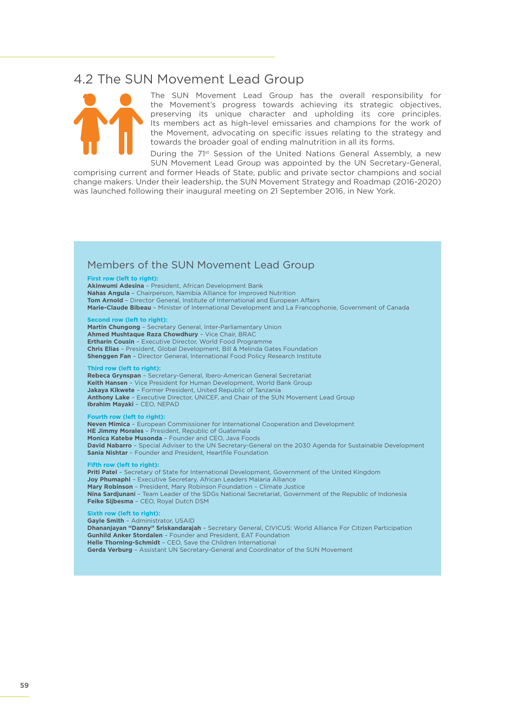## 4.2 The SUN Movement Lead Group

The SUN Movement Lead Group has the overall responsibility for the Movement's progress towards achieving its strategic objectives, preserving its unique character and upholding its core principles. Its members act as high-level emissaries and champions for the work of the Movement, advocating on specific issues relating to the strategy and towards the broader goal of ending malnutrition in all its forms.

During the 71st Session of the United Nations General Assembly, a new SUN Movement Lead Group was appointed by the UN Secretary-General, comprising current and former Heads of State, public and private sector champions and social change makers. Under their leadership, the SUN Movement Strategy and Roadmap (2016-2020) was launched following their inaugural meeting on 21 September 2016, in New York.

### Members of the SUN Movement Lead Group

**First row (left to right):**
**Akinwumi Adesina** – President, African Development Bank
**Nahas Angula** – Chairperson, Namibia Alliance for Improved Nutrition
**Tom Arnold** – Director General, Institute of International and European Affairs
**Marie-Claude Bibeau** – Minister of International Development and La Francophonie, Government of Canada

**Second row (left to right):**
**Martin Chungong** – Secretary General, Inter-Parliamentary Union
**Ahmed Mushtaque Raza Chowdhury** – Vice Chair, BRAC
**Ertharin Cousin** – Executive Director, World Food Programme
**Chris Elias** – President, Global Development, Bill & Melinda Gates Foundation
**Shenggen Fan** – Director General, International Food Policy Research Institute

**Third row (left to right):**
**Rebeca Grynspan** – Secretary-General, Ibero-American General Secretariat
**Keith Hansen** – Vice President for Human Development, World Bank Group
**Jakaya Kikwete** – Former President, United Republic of Tanzania
**Anthony Lake** – Executive Director, UNICEF, and Chair of the SUN Movement Lead Group
**Ibrahim Mayaki** – CEO, NEPAD

**Fourth row (left to right):**
**Neven Mimica** – European Commissioner for International Cooperation and Development
**HE Jimmy Morales** – President, Republic of Guatemala
**Monica Katebe Musonda** – Founder and CEO, Java Foods
**David Nabarro** – Special Adviser to the UN Secretary-General on the 2030 Agenda for Sustainable Development
**Sania Nishtar** – Founder and President, Heartfile Foundation

**Fifth row (left to right):**
**Priti Patel** – Secretary of State for International Development, Government of the United Kingdom
**Joy Phumaphi** – Executive Secretary, African Leaders Malaria Alliance
**Mary Robinson** – President, Mary Robinson Foundation – Climate Justice
**Nina Sardjunani** – Team Leader of the SDGs National Secretariat, Government of the Republic of Indonesia
**Feike Sijbesma** – CEO, Royal Dutch DSM

**Sixth row (left to right):**
**Gayle Smith** – Administrator, USAID
**Dhananjayan "Danny" Sriskandarajah** – Secretary General, CIVICUS: World Alliance For Citizen Participation
**Gunhild Anker Stordalen** – Founder and President, EAT Foundation
**Helle Thorning-Schmidt** – CEO, Save the Children International
**Gerda Verburg** – Assistant UN Secretary-General and Coordinator of the SUN Movement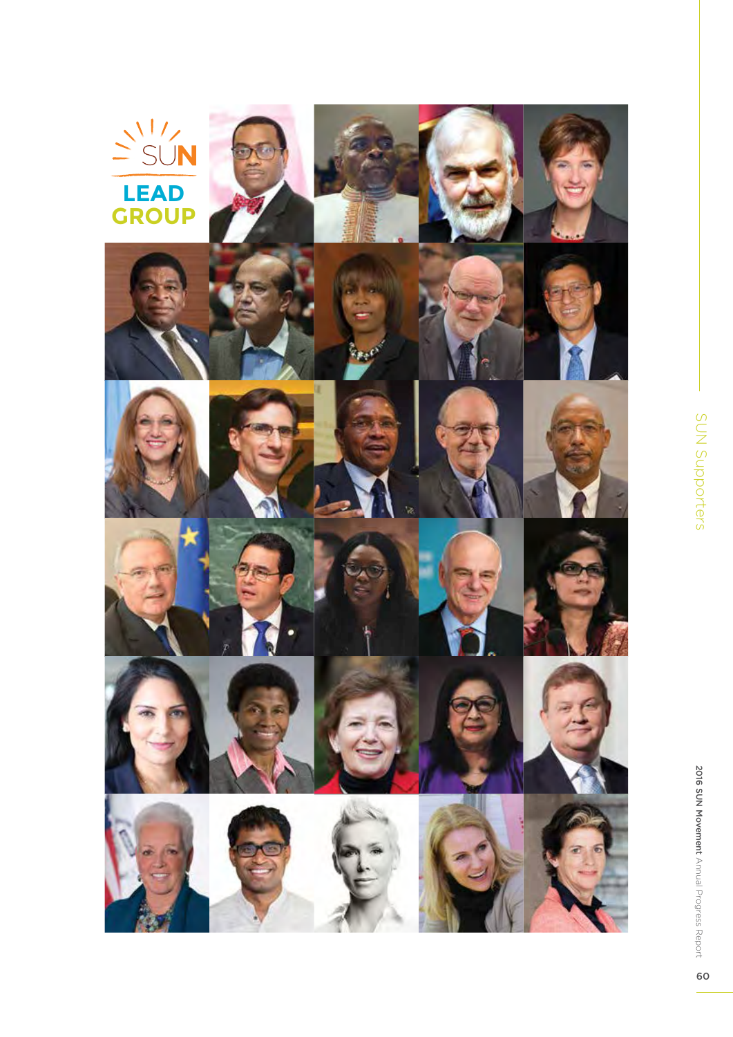# SUN LEAD GROUP

SUN Supporters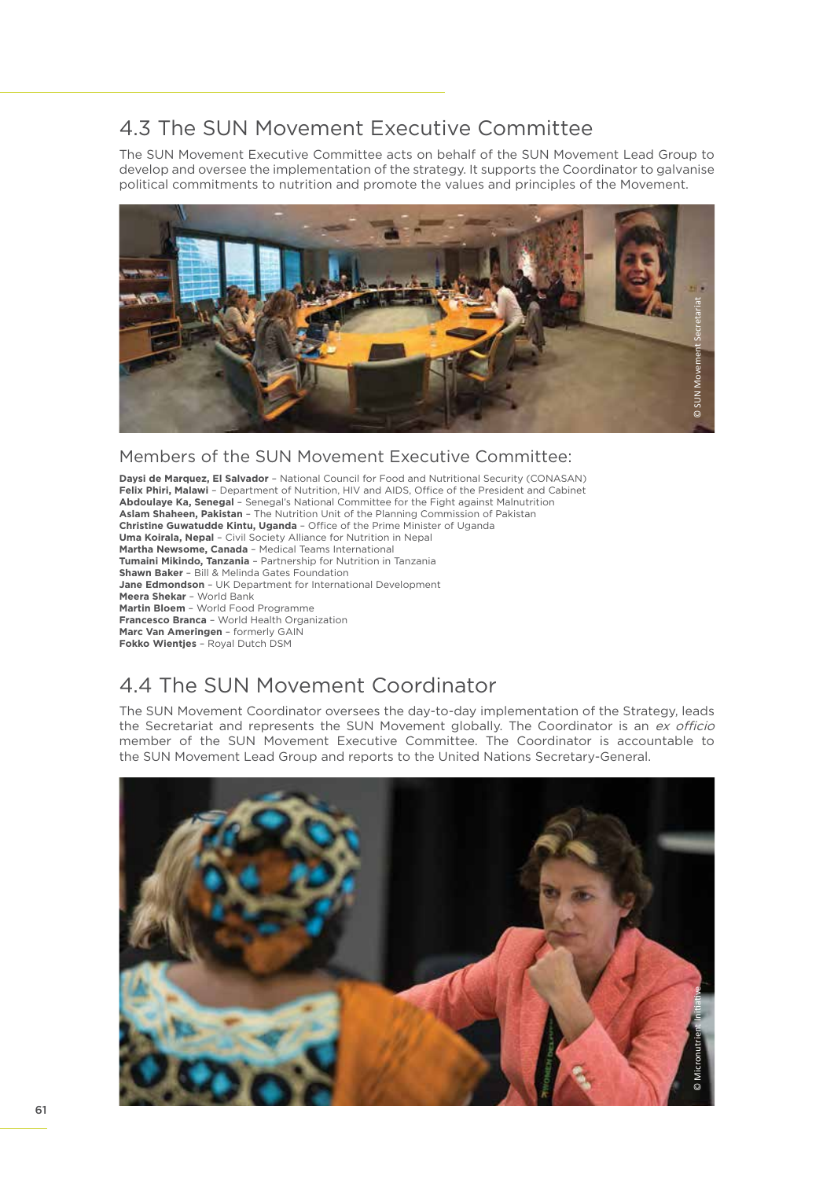## 4.3 The SUN Movement Executive Committee

The SUN Movement Executive Committee acts on behalf of the SUN Movement Lead Group to develop and oversee the implementation of the strategy. It supports the Coordinator to galvanise political commitments to nutrition and promote the values and principles of the Movement.

© SUN Movement Secretariat

### Members of the SUN Movement Executive Committee:

**Daysi de Marquez, El Salvador** – National Council for Food and Nutritional Security (CONASAN)
**Felix Phiri, Malawi** – Department of Nutrition, HIV and AIDS, Office of the President and Cabinet
**Abdoulaye Ka, Senegal** – Senegal's National Committee for the Fight against Malnutrition
**Aslam Shaheen, Pakistan** – The Nutrition Unit of the Planning Commission of Pakistan
**Christine Guwatudde Kintu, Uganda** – Office of the Prime Minister of Uganda
**Uma Koirala, Nepal** – Civil Society Alliance for Nutrition in Nepal
**Martha Newsome, Canada** – Medical Teams International
**Tumaini Mikindo, Tanzania** – Partnership for Nutrition in Tanzania
**Shawn Baker** – Bill & Melinda Gates Foundation
**Jane Edmondson** – UK Department for International Development
**Meera Shekar** – World Bank
**Martin Bloem** – World Food Programme
**Francesco Branca** – World Health Organization
**Marc Van Ameringen** – formerly GAIN
**Fokko Wientjes** – Royal Dutch DSM

## 4.4 The SUN Movement Coordinator

The SUN Movement Coordinator oversees the day-to-day implementation of the Strategy, leads the Secretariat and represents the SUN Movement globally. The Coordinator is an *ex officio* member of the SUN Movement Executive Committee. The Coordinator is accountable to the SUN Movement Lead Group and reports to the United Nations Secretary-General.

© Micronutrient Initiative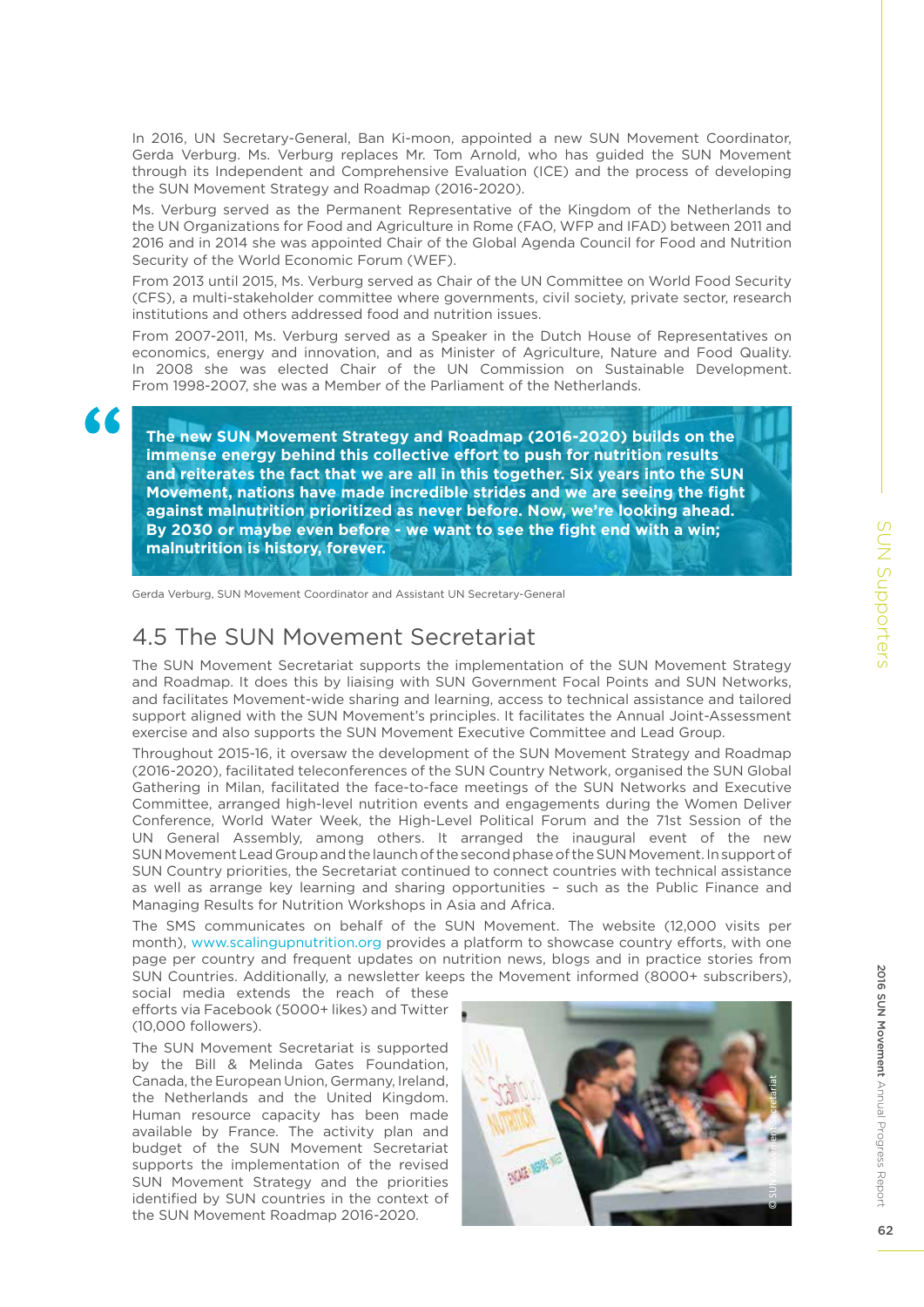In 2016, UN Secretary-General, Ban Ki-moon, appointed a new SUN Movement Coordinator, Gerda Verburg. Ms. Verburg replaces Mr. Tom Arnold, who has guided the SUN Movement through its Independent and Comprehensive Evaluation (ICE) and the process of developing the SUN Movement Strategy and Roadmap (2016-2020).

Ms. Verburg served as the Permanent Representative of the Kingdom of the Netherlands to the UN Organizations for Food and Agriculture in Rome (FAO, WFP and IFAD) between 2011 and 2016 and in 2014 she was appointed Chair of the Global Agenda Council for Food and Nutrition Security of the World Economic Forum (WEF).

From 2013 until 2015, Ms. Verburg served as Chair of the UN Committee on World Food Security (CFS), a multi-stakeholder committee where governments, civil society, private sector, research institutions and others addressed food and nutrition issues.

From 2007-2011, Ms. Verburg served as a Speaker in the Dutch House of Representatives on economics, energy and innovation, and as Minister of Agriculture, Nature and Food Quality. In 2008 she was elected Chair of the UN Commission on Sustainable Development. From 1998-2007, she was a Member of the Parliament of the Netherlands.

> **The new SUN Movement Strategy and Roadmap (2016-2020) builds on the immense energy behind this collective effort to push for nutrition results and reiterates the fact that we are all in this together. Six years into the SUN Movement, nations have made incredible strides and we are seeing the fight against malnutrition prioritized as never before. Now, we're looking ahead. By 2030 or maybe even before - we want to see the fight end with a win; malnutrition is history, forever.**

Gerda Verburg, SUN Movement Coordinator and Assistant UN Secretary-General

## 4.5 The SUN Movement Secretariat

The SUN Movement Secretariat supports the implementation of the SUN Movement Strategy and Roadmap. It does this by liaising with SUN Government Focal Points and SUN Networks, and facilitates Movement-wide sharing and learning, access to technical assistance and tailored support aligned with the SUN Movement's principles. It facilitates the Annual Joint-Assessment exercise and also supports the SUN Movement Executive Committee and Lead Group.

Throughout 2015-16, it oversaw the development of the SUN Movement Strategy and Roadmap (2016-2020), facilitated teleconferences of the SUN Country Network, organised the SUN Global Gathering in Milan, facilitated the face-to-face meetings of the SUN Networks and Executive Committee, arranged high-level nutrition events and engagements during the Women Deliver Conference, World Water Week, the High-Level Political Forum and the 71st Session of the UN General Assembly, among others. It arranged the inaugural event of the new SUN Movement Lead Group and the launch of the second phase of the SUN Movement. In support of SUN Country priorities, the Secretariat continued to connect countries with technical assistance as well as arrange key learning and sharing opportunities – such as the Public Finance and Managing Results for Nutrition Workshops in Asia and Africa.

The SMS communicates on behalf of the SUN Movement. The website (12,000 visits per month), www.scalingupnutrition.org provides a platform to showcase country efforts, with one page per country and frequent updates on nutrition news, blogs and in practice stories from SUN Countries. Additionally, a newsletter keeps the Movement informed (8000+ subscribers), social media extends the reach of these efforts via Facebook (5000+ likes) and Twitter (10,000 followers).

The SUN Movement Secretariat is supported by the Bill & Melinda Gates Foundation, Canada, the European Union, Germany, Ireland, the Netherlands and the United Kingdom. Human resource capacity has been made available by France. The activity plan and budget of the SUN Movement Secretariat supports the implementation of the revised SUN Movement Strategy and the priorities identified by SUN countries in the context of the SUN Movement Roadmap 2016-2020.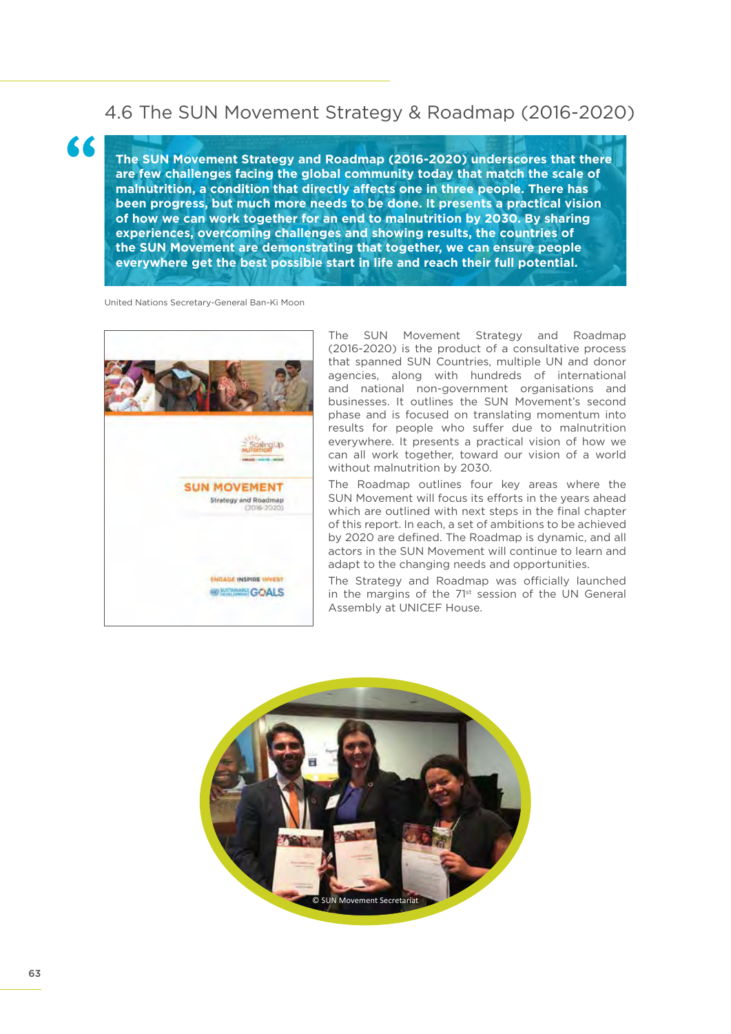## 4.6 The SUN Movement Strategy & Roadmap (2016-2020)

> **The SUN Movement Strategy and Roadmap (2016-2020) underscores that there are few challenges facing the global community today that match the scale of malnutrition, a condition that directly affects one in three people. There has been progress, but much more needs to be done. It presents a practical vision of how we can work together for an end to malnutrition by 2030. By sharing experiences, overcoming challenges and showing results, the countries of the SUN Movement are demonstrating that together, we can ensure people everywhere get the best possible start in life and reach their full potential.**

United Nations Secretary-General Ban-Ki Moon

The SUN Movement Strategy and Roadmap (2016-2020) is the product of a consultative process that spanned SUN Countries, multiple UN and donor agencies, along with hundreds of international and national non-government organisations and businesses. It outlines the SUN Movement's second phase and is focused on translating momentum into results for people who suffer due to malnutrition everywhere. It presents a practical vision of how we can all work together, toward our vision of a world without malnutrition by 2030.

The Roadmap outlines four key areas where the SUN Movement will focus its efforts in the years ahead which are outlined with next steps in the final chapter of this report. In each, a set of ambitions to be achieved by 2020 are defined. The Roadmap is dynamic, and all actors in the SUN Movement will continue to learn and adapt to the changing needs and opportunities.

The Strategy and Roadmap was officially launched in the margins of the 71st session of the UN General Assembly at UNICEF House.

© SUN Movement Secretariat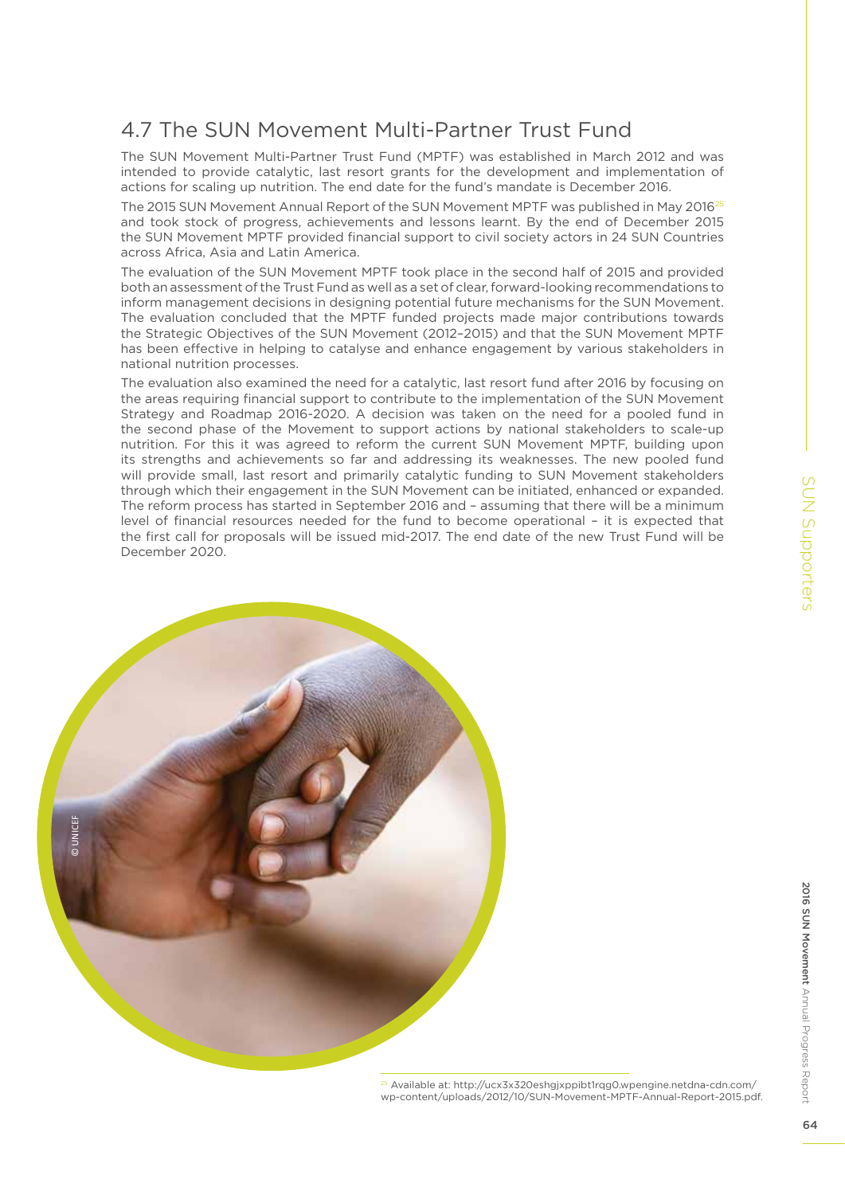## 4.7 The SUN Movement Multi-Partner Trust Fund

The SUN Movement Multi-Partner Trust Fund (MPTF) was established in March 2012 and was intended to provide catalytic, last resort grants for the development and implementation of actions for scaling up nutrition. The end date for the fund's mandate is December 2016.

The 2015 SUN Movement Annual Report of the SUN Movement MPTF was published in May 2016[25] and took stock of progress, achievements and lessons learnt. By the end of December 2015 the SUN Movement MPTF provided financial support to civil society actors in 24 SUN Countries across Africa, Asia and Latin America.

The evaluation of the SUN Movement MPTF took place in the second half of 2015 and provided both an assessment of the Trust Fund as well as a set of clear, forward-looking recommendations to inform management decisions in designing potential future mechanisms for the SUN Movement. The evaluation concluded that the MPTF funded projects made major contributions towards the Strategic Objectives of the SUN Movement (2012–2015) and that the SUN Movement MPTF has been effective in helping to catalyse and enhance engagement by various stakeholders in national nutrition processes.

The evaluation also examined the need for a catalytic, last resort fund after 2016 by focusing on the areas requiring financial support to contribute to the implementation of the SUN Movement Strategy and Roadmap 2016-2020. A decision was taken on the need for a pooled fund in the second phase of the Movement to support actions by national stakeholders to scale-up nutrition. For this it was agreed to reform the current SUN Movement MPTF, building upon its strengths and achievements so far and addressing its weaknesses. The new pooled fund will provide small, last resort and primarily catalytic funding to SUN Movement stakeholders through which their engagement in the SUN Movement can be initiated, enhanced or expanded. The reform process has started in September 2016 and – assuming that there will be a minimum level of financial resources needed for the fund to become operational – it is expected that the first call for proposals will be issued mid-2017. The end date of the new Trust Fund will be December 2020.

© UNICEF

[25] Available at: http://ucx3x320eshgjxppibt1rqg0.wpengine.netdna-cdn.com/wp-content/uploads/2012/10/SUN-Movement-MPTF-Annual-Report-2015.pdf.